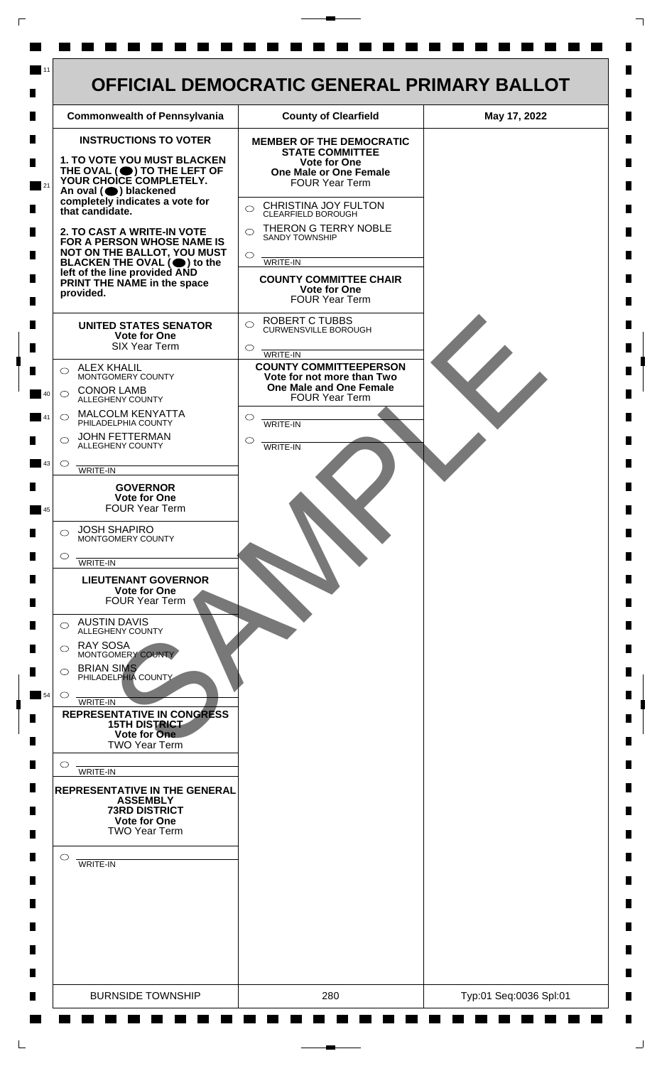# OFFICIAL DEMOCRATIC GENERAL PRIMARY BALLOT

| Commonwealth of Pennsylvania | County of Clearfield | May 17, 2022 |
|---|---|---|

**INSTRUCTIONS TO VOTER**

**1. TO VOTE YOU MUST BLACKEN THE OVAL (●) TO THE LEFT OF YOUR CHOICE COMPLETELY.** An oval (●) blackened completely indicates a vote for that candidate.

**2. TO CAST A WRITE-IN VOTE FOR A PERSON WHOSE NAME IS NOT ON THE BALLOT, YOU MUST BLACKEN THE OVAL (●) to the left of the line provided AND PRINT THE NAME in the space provided.**

## UNITED STATES SENATOR
**Vote for One**
SIX Year Term

- ○ ALEX KHALIL — MONTGOMERY COUNTY
- ○ CONOR LAMB — ALLEGHENY COUNTY
- ○ MALCOLM KENYATTA — PHILADELPHIA COUNTY
- ○ JOHN FETTERMAN — ALLEGHENY COUNTY
- ○ WRITE-IN

## GOVERNOR
**Vote for One**
FOUR Year Term

- ○ JOSH SHAPIRO — MONTGOMERY COUNTY
- ○ WRITE-IN

## LIEUTENANT GOVERNOR
**Vote for One**
FOUR Year Term

- ○ AUSTIN DAVIS — ALLEGHENY COUNTY
- ○ RAY SOSA — MONTGOMERY COUNTY
- ○ BRIAN SIMS — PHILADELPHIA COUNTY
- ○ WRITE-IN

## REPRESENTATIVE IN CONGRESS
**15TH DISTRICT**
**Vote for One**
TWO Year Term

- ○ WRITE-IN

## REPRESENTATIVE IN THE GENERAL ASSEMBLY
**73RD DISTRICT**
**Vote for One**
TWO Year Term

- ○ WRITE-IN

## MEMBER OF THE DEMOCRATIC STATE COMMITTEE
**Vote for One**
**One Male or One Female**
FOUR Year Term

- ○ CHRISTINA JOY FULTON — CLEARFIELD BOROUGH
- ○ THERON G TERRY NOBLE — SANDY TOWNSHIP
- ○ WRITE-IN

## COUNTY COMMITTEE CHAIR
**Vote for One**
FOUR Year Term

- ○ ROBERT C TUBBS — CURWENSVILLE BOROUGH
- ○ WRITE-IN

## COUNTY COMMITTEEPERSON
**Vote for not more than Two**
**One Male and One Female**
FOUR Year Term

- ○ WRITE-IN
- ○ WRITE-IN

SAMPLE

| BURNSIDE TOWNSHIP | 280 | Typ:01 Seq:0036 Spl:01 |
|---|---|---|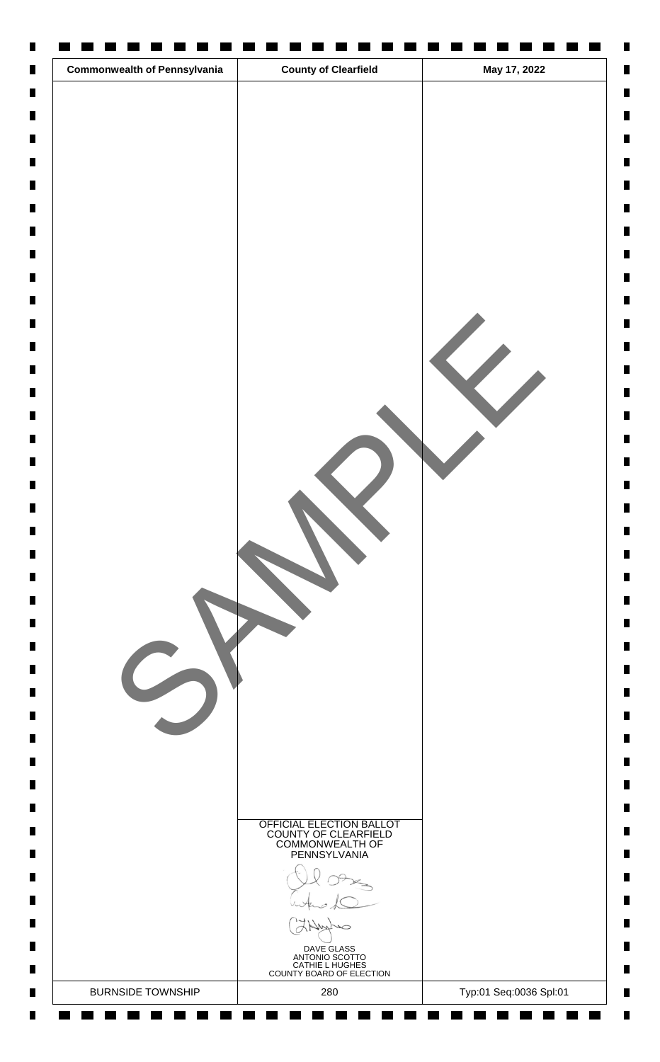| Commonwealth of Pennsylvania | County of Clearfield | May 17, 2022 |
| --- | --- | --- |
| | OFFICIAL ELECTION BALLOT<br>COUNTY OF CLEARFIELD<br>COMMONWEALTH OF PENNSYLVANIA<br><br>DAVE GLASS<br>ANTONIO SCOTTO<br>CATHIE L HUGHES<br>COUNTY BOARD OF ELECTION | |
| BURNSIDE TOWNSHIP | 280 | Typ:01 Seq:0036 Spl:01 |

SAMPLE